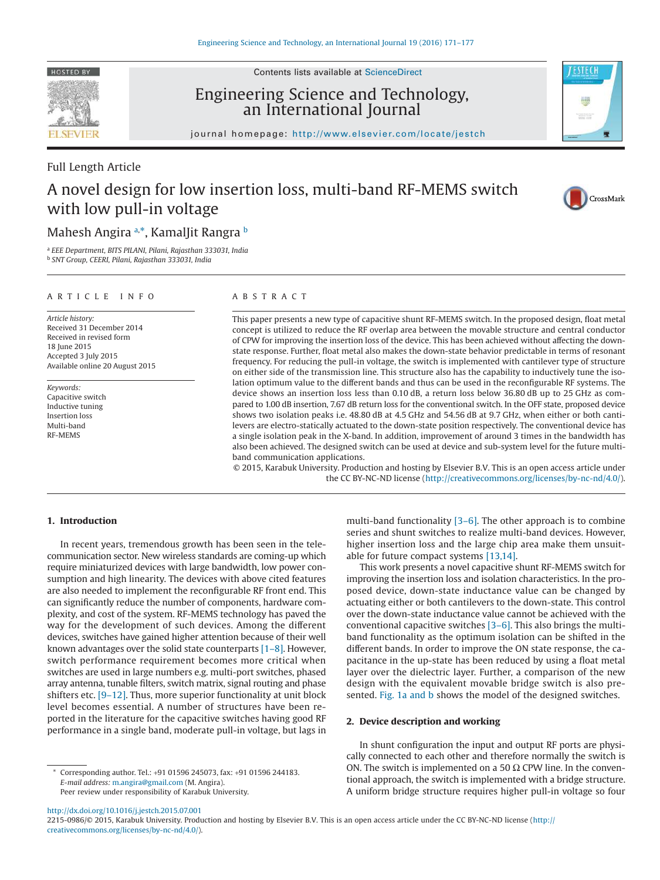Full Length Article

# A novel design for low insertion loss, multi-band RF-MEMS switch with low pull-in voltage

Mahesh Angira [a,*], KamalJit Rangra [b]

[a] EEE Department, BITS PILANI, Pilani, Rajasthan 333031, India
[b] SNT Group, CEERI, Pilani, Rajasthan 333031, India

**ARTICLE INFO**

*Article history:*
Received 31 December 2014
Received in revised form
18 June 2015
Accepted 3 July 2015
Available online 20 August 2015

*Keywords:*
Capacitive switch
Inductive tuning
Insertion loss
Multi-band
RF-MEMS

**ABSTRACT**

This paper presents a new type of capacitive shunt RF-MEMS switch. In the proposed design, float metal concept is utilized to reduce the RF overlap area between the movable structure and central conductor of CPW for improving the insertion loss of the device. This has been achieved without affecting the down-state response. Further, float metal also makes the down-state behavior predictable in terms of resonant frequency. For reducing the pull-in voltage, the switch is implemented with cantilever type of structure on either side of the transmission line. This structure also has the capability to inductively tune the isolation optimum value to the different bands and thus can be used in the reconfigurable RF systems. The device shows an insertion loss less than 0.10 dB, a return loss below 36.80 dB up to 25 GHz as compared to 1.00 dB insertion, 7.67 dB return loss for the conventional switch. In the OFF state, proposed device shows two isolation peaks i.e. 48.80 dB at 4.5 GHz and 54.56 dB at 9.7 GHz, when either or both cantilevers are electro-statically actuated to the down-state position respectively. The conventional device has a single isolation peak in the X-band. In addition, improvement of around 3 times in the bandwidth has also been achieved. The designed switch can be used at device and sub-system level for the future multi-band communication applications.

© 2015, Karabuk University. Production and hosting by Elsevier B.V. This is an open access article under the CC BY-NC-ND license (http://creativecommons.org/licenses/by-nc-nd/4.0/).

## 1. Introduction

In recent years, tremendous growth has been seen in the telecommunication sector. New wireless standards are coming-up which require miniaturized devices with large bandwidth, low power consumption and high linearity. The devices with above cited features are also needed to implement the reconfigurable RF front end. This can significantly reduce the number of components, hardware complexity, and cost of the system. RF-MEMS technology has paved the way for the development of such devices. Among the different devices, switches have gained higher attention because of their well known advantages over the solid state counterparts [1–8]. However, switch performance requirement becomes more critical when switches are used in large numbers e.g. multi-port switches, phased array antenna, tunable filters, switch matrix, signal routing and phase shifters etc. [9–12]. Thus, more superior functionality at unit block level becomes essential. A number of structures have been reported in the literature for the capacitive switches having good RF performance in a single band, moderate pull-in voltage, but lags in multi-band functionality [3–6]. The other approach is to combine series and shunt switches to realize multi-band devices. However, higher insertion loss and the large chip area make them unsuitable for future compact systems [13,14].

This work presents a novel capacitive shunt RF-MEMS switch for improving the insertion loss and isolation characteristics. In the proposed device, down-state inductance value can be changed by actuating either or both cantilevers to the down-state. This control over the down-state inductance value cannot be achieved with the conventional capacitive switches [3–6]. This also brings the multi-band functionality as the optimum isolation can be shifted in the different bands. In order to improve the ON state response, the capacitance in the up-state has been reduced by using a float metal layer over the dielectric layer. Further, a comparison of the new design with the equivalent movable bridge switch is also presented. Fig. 1a and b shows the model of the designed switches.

## 2. Device description and working

In shunt configuration the input and output RF ports are physically connected to each other and therefore normally the switch is ON. The switch is implemented on a 50 Ω CPW line. In the conventional approach, the switch is implemented with a bridge structure. A uniform bridge structure requires higher pull-in voltage so four

* Corresponding author. Tel.: +91 01596 245073, fax: +91 01596 244183.
*E-mail address:* m.angira@gmail.com (M. Angira).
Peer review under responsibility of Karabuk University.

http://dx.doi.org/10.1016/j.jestch.2015.07.001
2215-0986/© 2015, Karabuk University. Production and hosting by Elsevier B.V. This is an open access article under the CC BY-NC-ND license (http://creativecommons.org/licenses/by-nc-nd/4.0/).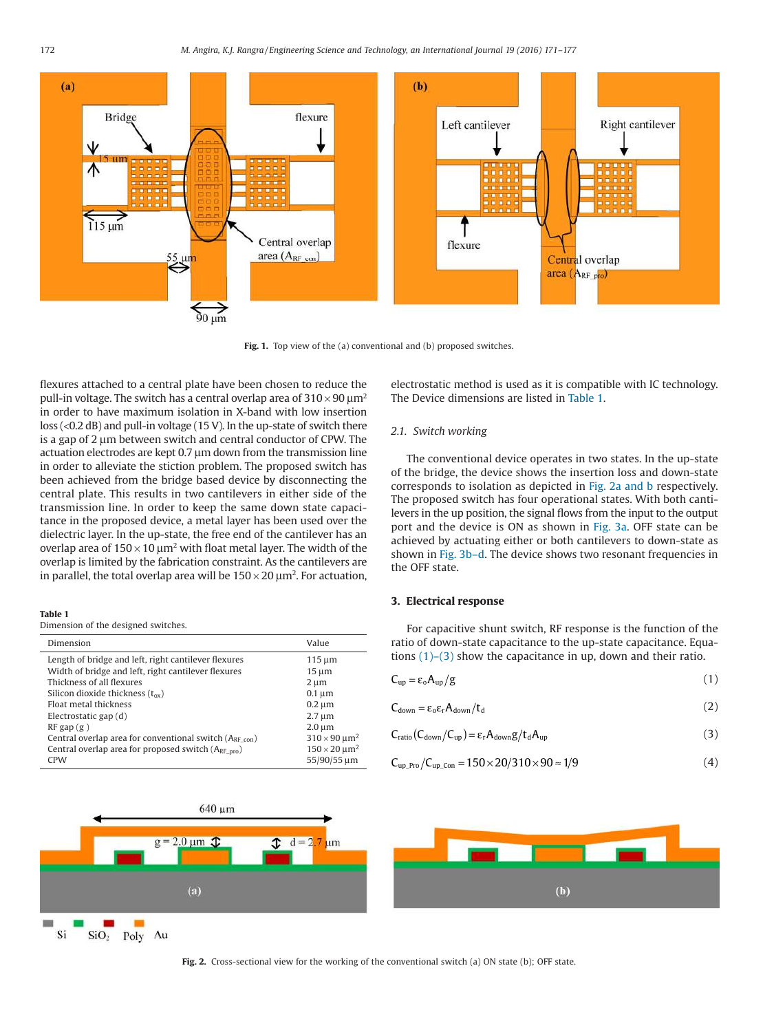Fig. 1. Top view of the (a) conventional and (b) proposed switches.

flexures attached to a central plate have been chosen to reduce the pull-in voltage. The switch has a central overlap area of $310 \times 90\ \mu m^2$ in order to have maximum isolation in X-band with low insertion loss (<0.2 dB) and pull-in voltage (15 V). In the up-state of switch there is a gap of 2 µm between switch and central conductor of CPW. The actuation electrodes are kept 0.7 µm down from the transmission line in order to alleviate the stiction problem. The proposed switch has been achieved from the bridge based device by disconnecting the central plate. This results in two cantilevers in either side of the transmission line. In order to keep the same down state capacitance in the proposed device, a metal layer has been used over the dielectric layer. In the up-state, the free end of the cantilever has an overlap area of $150 \times 10\ \mu m^2$ with float metal layer. The width of the overlap is limited by the fabrication constraint. As the cantilevers are in parallel, the total overlap area will be $150 \times 20\ \mu m^2$. For actuation, electrostatic method is used as it is compatible with IC technology. The Device dimensions are listed in Table 1.

**Table 1**
Dimension of the designed switches.

| Dimension | Value |
|---|---|
| Length of bridge and left, right cantilever flexures | 115 µm |
| Width of bridge and left, right cantilever flexures | 15 µm |
| Thickness of all flexures | 2 µm |
| Silicon dioxide thickness ($t_{ox}$) | 0.1 µm |
| Float metal thickness | 0.2 µm |
| Electrostatic gap (d) | 2.7 µm |
| RF gap (g) | 2.0 µm |
| Central overlap area for conventional switch ($A_{RF\_con}$) | $310 \times 90\ \mu m^2$ |
| Central overlap area for proposed switch ($A_{RF\_pro}$) | $150 \times 20\ \mu m^2$ |
| CPW | 55/90/55 µm |

### 2.1. Switch working

The conventional device operates in two states. In the up-state of the bridge, the device shows the insertion loss and down-state corresponds to isolation as depicted in Fig. 2a and b respectively. The proposed switch has four operational states. With both cantilevers in the up position, the signal flows from the input to the output port and the device is ON as shown in Fig. 3a. OFF state can be achieved by actuating either or both cantilevers to down-state as shown in Fig. 3b–d. The device shows two resonant frequencies in the OFF state.

## 3. Electrical response

For capacitive shunt switch, RF response is the function of the ratio of down-state capacitance to the up-state capacitance. Equations (1)–(3) show the capacitance in up, down and their ratio.

$$C_{up} = \varepsilon_o A_{up}/g \tag{1}$$

$$C_{down} = \varepsilon_o \varepsilon_r A_{down}/t_d \tag{2}$$

$$C_{ratio}(C_{down}/C_{up}) = \varepsilon_r A_{down} g/t_d A_{up} \tag{3}$$

$$C_{up\_Pro}/C_{up\_Con} = 150 \times 20/310 \times 90 \approx 1/9 \tag{4}$$

Fig. 2. Cross-sectional view for the working of the conventional switch (a) ON state (b); OFF state.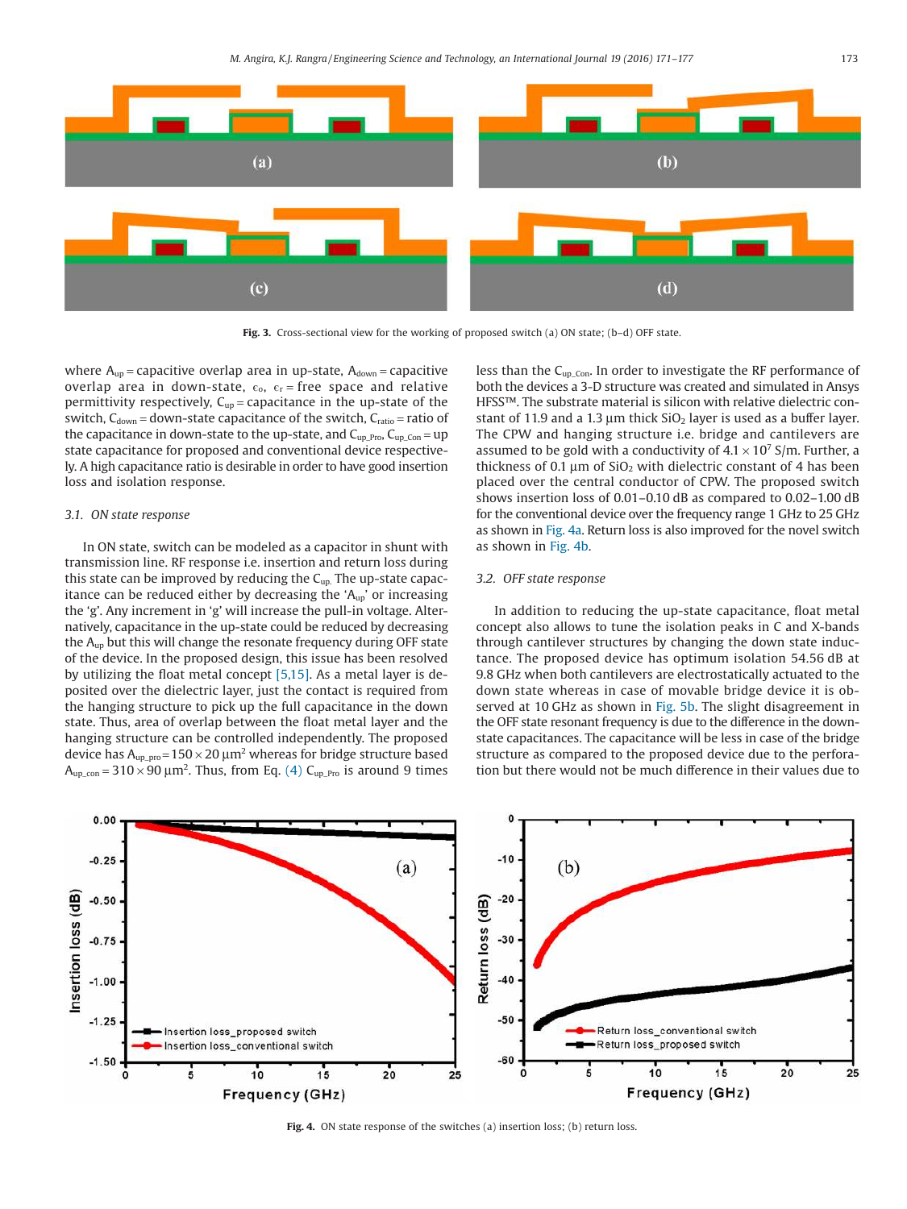Fig. 3. Cross-sectional view for the working of proposed switch (a) ON state; (b–d) OFF state.

where $A_{up}$ = capacitive overlap area in up-state, $A_{down}$ = capacitive overlap area in down-state, $\epsilon_o$, $\epsilon_r$ = free space and relative permittivity respectively, $C_{up}$ = capacitance in the up-state of the switch, $C_{down}$ = down-state capacitance of the switch, $C_{ratio}$ = ratio of the capacitance in down-state to the up-state, and $C_{up\_Pro}$, $C_{up\_Con}$ = up state capacitance for proposed and conventional device respectively. A high capacitance ratio is desirable in order to have good insertion loss and isolation response.

### 3.1. ON state response

In ON state, switch can be modeled as a capacitor in shunt with transmission line. RF response i.e. insertion and return loss during this state can be improved by reducing the $C_{up}$. The up-state capacitance can be reduced either by decreasing the '$A_{up}$' or increasing the 'g'. Any increment in 'g' will increase the pull-in voltage. Alternatively, capacitance in the up-state could be reduced by decreasing the $A_{up}$ but this will change the resonate frequency during OFF state of the device. In the proposed design, this issue has been resolved by utilizing the float metal concept [5,15]. As a metal layer is deposited over the dielectric layer, just the contact is required from the hanging structure to pick up the full capacitance in the down state. Thus, area of overlap between the float metal layer and the hanging structure can be controlled independently. The proposed device has $A_{up\_pro} = 150 \times 20\ \mu m^2$ whereas for bridge structure based $A_{up\_con} = 310 \times 90\ \mu m^2$. Thus, from Eq. (4) $C_{up\_Pro}$ is around 9 times less than the $C_{up\_Con}$. In order to investigate the RF performance of both the devices a 3-D structure was created and simulated in Ansys HFSS™. The substrate material is silicon with relative dielectric constant of 11.9 and a 1.3 µm thick $SiO_2$ layer is used as a buffer layer. The CPW and hanging structure i.e. bridge and cantilevers are assumed to be gold with a conductivity of $4.1 \times 10^7$ S/m. Further, a thickness of 0.1 µm of $SiO_2$ with dielectric constant of 4 has been placed over the central conductor of CPW. The proposed switch shows insertion loss of 0.01–0.10 dB as compared to 0.02–1.00 dB for the conventional device over the frequency range 1 GHz to 25 GHz as shown in Fig. 4a. Return loss is also improved for the novel switch as shown in Fig. 4b.

### 3.2. OFF state response

In addition to reducing the up-state capacitance, float metal concept also allows to tune the isolation peaks in C and X-bands through cantilever structures by changing the down state inductance. The proposed device has optimum isolation 54.56 dB at 9.8 GHz when both cantilevers are electrostatically actuated to the down state whereas in case of movable bridge device it is observed at 10 GHz as shown in Fig. 5b. The slight disagreement in the OFF state resonant frequency is due to the difference in the down-state capacitances. The capacitance will be less in case of the bridge structure as compared to the proposed device due to the perforation but there would not be much difference in their values due to

Fig. 4. ON state response of the switches (a) insertion loss; (b) return loss.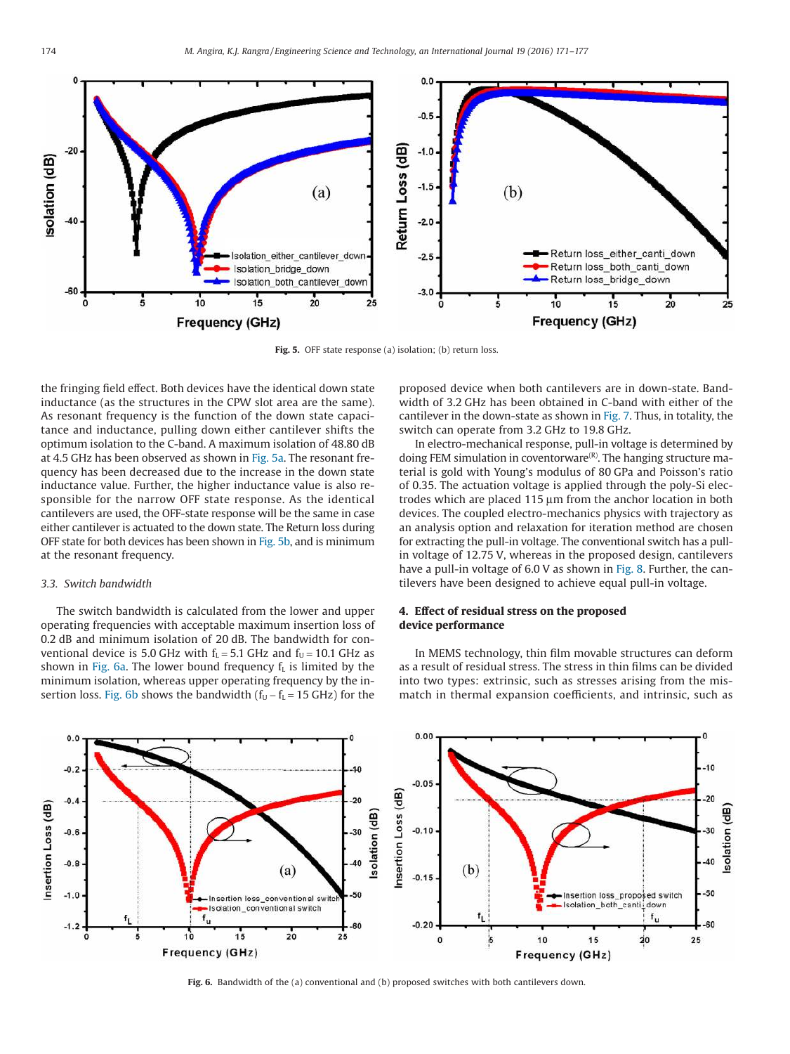(a)

Isolation (dB)

Frequency (GHz)

Isolation_either_cantilever_down

Isolation_bridge_down

Isolation_both_cantilever_down

0, -20, -40, -60

0, 5, 10, 15, 20, 25

(b)

Return Loss (dB)

Frequency (GHz)

Return loss_either_canti_down

Return loss_both_canti_down

Return loss_bridge_down

0.0, -0.5, -1.0, -1.5, -2.0, -2.5, -3.0

0, 5, 10, 15, 20, 25

**Fig. 5.** OFF state response (a) isolation; (b) return loss.

the fringing field effect. Both devices have the identical down state inductance (as the structures in the CPW slot area are the same). As resonant frequency is the function of the down state capacitance and inductance, pulling down either cantilever shifts the optimum isolation to the C-band. A maximum isolation of 48.80 dB at 4.5 GHz has been observed as shown in Fig. 5a. The resonant frequency has been decreased due to the increase in the down state inductance value. Further, the higher inductance value is also responsible for the narrow OFF state response. As the identical cantilevers are used, the OFF-state response will be the same in case either cantilever is actuated to the down state. The Return loss during OFF state for both devices has been shown in Fig. 5b, and is minimum at the resonant frequency.

### 3.3. Switch bandwidth

The switch bandwidth is calculated from the lower and upper operating frequencies with acceptable maximum insertion loss of 0.2 dB and minimum isolation of 20 dB. The bandwidth for conventional device is 5.0 GHz with $f_L = 5.1$ GHz and $f_U = 10.1$ GHz as shown in Fig. 6a. The lower bound frequency $f_L$ is limited by the minimum isolation, whereas upper operating frequency by the insertion loss. Fig. 6b shows the bandwidth ($f_U - f_L = 15$ GHz) for the proposed device when both cantilevers are in down-state. Bandwidth of 3.2 GHz has been obtained in C-band with either of the cantilever in the down-state as shown in Fig. 7. Thus, in totality, the switch can operate from 3.2 GHz to 19.8 GHz.

In electro-mechanical response, pull-in voltage is determined by doing FEM simulation in coventorware(R). The hanging structure material is gold with Young's modulus of 80 GPa and Poisson's ratio of 0.35. The actuation voltage is applied through the poly-Si electrodes which are placed 115 µm from the anchor location in both devices. The coupled electro-mechanics physics with trajectory as an analysis option and relaxation for iteration method are chosen for extracting the pull-in voltage. The conventional switch has a pull-in voltage of 12.75 V, whereas in the proposed design, cantilevers have a pull-in voltage of 6.0 V as shown in Fig. 8. Further, the cantilevers have been designed to achieve equal pull-in voltage.

## 4. Effect of residual stress on the proposed device performance

In MEMS technology, thin film movable structures can deform as a result of residual stress. The stress in thin films can be divided into two types: extrinsic, such as stresses arising from the mismatch in thermal expansion coefficients, and intrinsic, such as

(a)

Insertion Loss (dB)

Isolation (dB)

Frequency (GHz)

Insertion loss_conventional switch

Isolation_conventional switch

$f_L$ $f_u$

0.0, -0.2, -0.4, -0.6, -0.8, -1.0, -1.2

0, -10, -20, -30, -40, -50, -60

0, 5, 10, 15, 20, 25

(b)

Insertion Loss (dB)

Isolation (dB)

Frequency (GHz)

Insertion loss_proposed switch

Isolation_both_canti_down

$f_L$ $f_u$

0.00, -0.05, -0.10, -0.15, -0.20

0, -10, -20, -30, -40, -50, -60

0, 5, 10, 15, 20, 25

**Fig. 6.** Bandwidth of the (a) conventional and (b) proposed switches with both cantilevers down.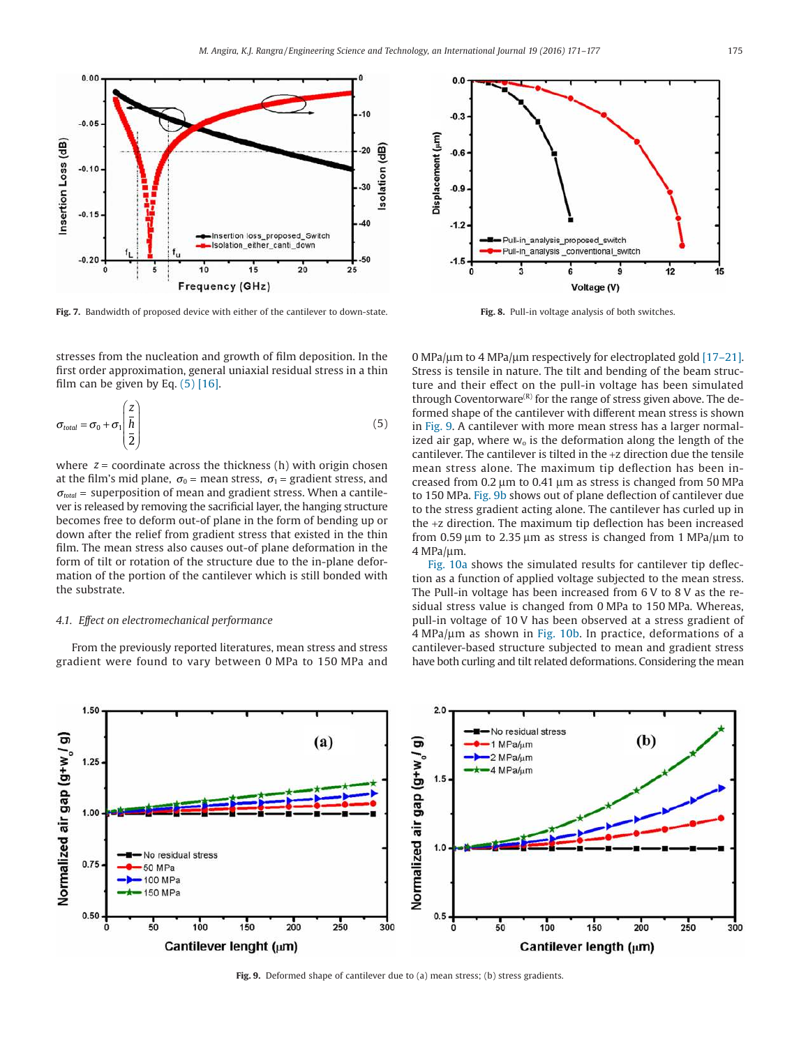Insertion Loss (dB)

0.00
-0.05
-0.10
-0.15
-0.20

Isolation (dB)

0
-10
-20
-30
-40
-50

Frequency (GHz)

0
5
10
15
20
25

$f_L$
$f_U$

Insertion loss_proposed_Switch
Isolation_either_canti_down

**Fig. 7.** Bandwidth of proposed device with either of the cantilever to down-state.

Displacement (μm)

0.0
-0.3
-0.6
-0.9
-1.2
-1.5

Voltage (V)

0
3
6
9
12
15

Pull-in_analysis_proposed_switch
Pull-in_analysis _conventional_switch

**Fig. 8.** Pull-in voltage analysis of both switches.

stresses from the nucleation and growth of film deposition. In the first order approximation, general uniaxial residual stress in a thin film can be given by Eq. (5) [16].

$$\sigma_{total} = \sigma_0 + \sigma_1 \left( \frac{z}{\frac{h}{2}} \right) \tag{5}$$

where $z$ = coordinate across the thickness (h) with origin chosen at the film's mid plane, $\sigma_0$ = mean stress, $\sigma_1$ = gradient stress, and $\sigma_{total}$ = superposition of mean and gradient stress. When a cantilever is released by removing the sacrificial layer, the hanging structure becomes free to deform out-of plane in the form of bending up or down after the relief from gradient stress that existed in the thin film. The mean stress also causes out-of plane deformation in the form of tilt or rotation of the structure due to the in-plane deformation of the portion of the cantilever which is still bonded with the substrate.

### 4.1. *Effect on electromechanical performance*

From the previously reported literatures, mean stress and stress gradient were found to vary between 0 MPa to 150 MPa and 0 MPa/μm to 4 MPa/μm respectively for electroplated gold [17–21]. Stress is tensile in nature. The tilt and bending of the beam structure and their effect on the pull-in voltage has been simulated through Coventorware(R) for the range of stress given above. The deformed shape of the cantilever with different mean stress is shown in Fig. 9. A cantilever with more mean stress has a larger normalized air gap, where $w_o$ is the deformation along the length of the cantilever. The cantilever is tilted in the +z direction due the tensile mean stress alone. The maximum tip deflection has been increased from 0.2 μm to 0.41 μm as stress is changed from 50 MPa to 150 MPa. Fig. 9b shows out of plane deflection of cantilever due to the stress gradient acting alone. The cantilever has curled up in the +z direction. The maximum tip deflection has been increased from 0.59 μm to 2.35 μm as stress is changed from 1 MPa/μm to 4 MPa/μm.

Fig. 10a shows the simulated results for cantilever tip deflection as a function of applied voltage subjected to the mean stress. The Pull-in voltage has been increased from 6 V to 8 V as the residual stress value is changed from 0 MPa to 150 MPa. Whereas, pull-in voltage of 10 V has been observed at a stress gradient of 4 MPa/μm as shown in Fig. 10b. In practice, deformations of a cantilever-based structure subjected to mean and gradient stress have both curling and tilt related deformations. Considering the mean

(a)

Normalized air gap $(g+w_o/g)$

1.50
1.25
1.00
0.75
0.50

Cantilever lenght (μm)

0
50
100
150
200
250
300

No residual stress
50 MPa
100 MPa
150 MPa

(b)

Normalized air gap $(g+w_o/g)$

2.0
1.5
1.0
0.5

Cantilever length (μm)

0
50
100
150
200
250
300

No residual stress
1 MPa/μm
2 MPa/μm
4 MPa/μm

**Fig. 9.** Deformed shape of cantilever due to (a) mean stress; (b) stress gradients.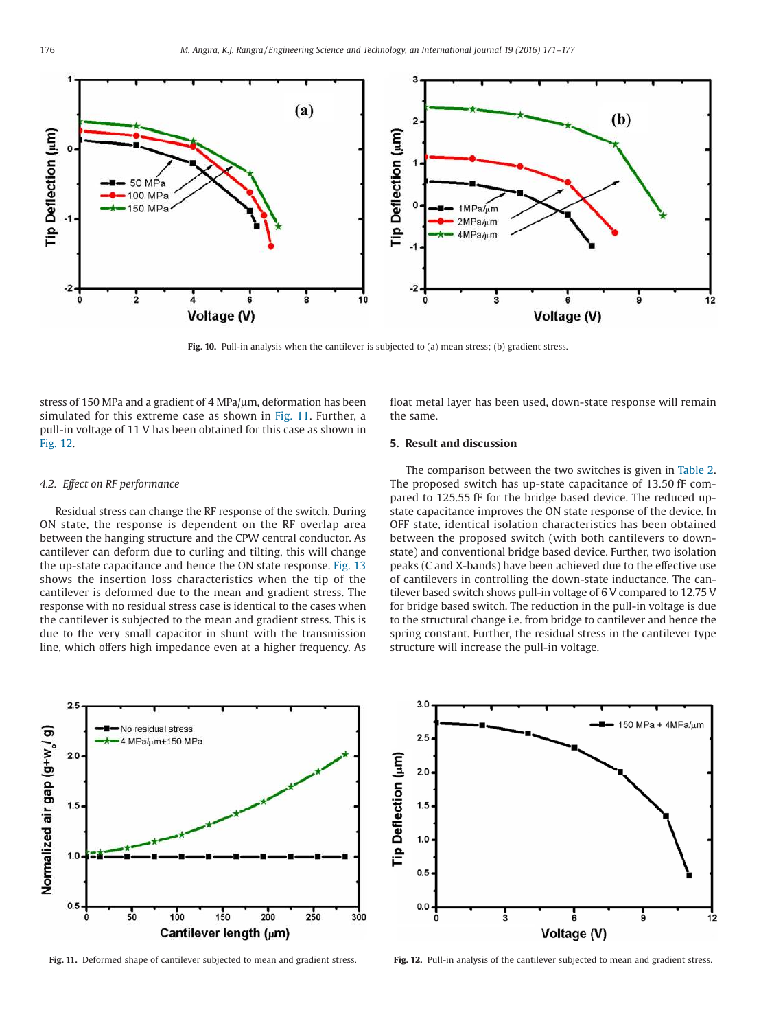(a)

Tip Deflection (μm)

Voltage (V)

50 MPa
100 MPa
150 MPa

1
0
-1
-2
0 2 4 6 8 10

(b)

Tip Deflection (μm)

Voltage (V)

1MPa/μm
2MPa/μm
4MPa/μm

3
2
1
0
-1
-2
0 3 6 9 12

**Fig. 10.** Pull-in analysis when the cantilever is subjected to (a) mean stress; (b) gradient stress.

stress of 150 MPa and a gradient of 4 MPa/μm, deformation has been simulated for this extreme case as shown in Fig. 11. Further, a pull-in voltage of 11 V has been obtained for this case as shown in Fig. 12.

### 4.2. *Effect on RF performance*

Residual stress can change the RF response of the switch. During ON state, the response is dependent on the RF overlap area between the hanging structure and the CPW central conductor. As cantilever can deform due to curling and tilting, this will change the up-state capacitance and hence the ON state response. Fig. 13 shows the insertion loss characteristics when the tip of the cantilever is deformed due to the mean and gradient stress. The response with no residual stress case is identical to the cases when the cantilever is subjected to the mean and gradient stress. This is due to the very small capacitor in shunt with the transmission line, which offers high impedance even at a higher frequency. As float metal layer has been used, down-state response will remain the same.

## 5. Result and discussion

The comparison between the two switches is given in Table 2. The proposed switch has up-state capacitance of 13.50 fF compared to 125.55 fF for the bridge based device. The reduced up-state capacitance improves the ON state response of the device. In OFF state, identical isolation characteristics has been obtained between the proposed switch (with both cantilevers to down-state) and conventional bridge based device. Further, two isolation peaks (C and X-bands) have been achieved due to the effective use of cantilevers in controlling the down-state inductance. The cantilever based switch shows pull-in voltage of 6 V compared to 12.75 V for bridge based switch. The reduction in the pull-in voltage is due to the structural change i.e. from bridge to cantilever and hence the spring constant. Further, the residual stress in the cantilever type structure will increase the pull-in voltage.

Normalized air gap $(g+w_o/g)$

Cantilever length (μm)

No residual stress
4 MPa/μm+150 MPa

2.5
2.0
1.5
1.0
0.5
0 50 100 150 200 250 300

**Fig. 11.** Deformed shape of cantilever subjected to mean and gradient stress.

Tip Deflection (μm)

Voltage (V)

150 MPa + 4MPa/μm

3.0
2.5
2.0
1.5
1.0
0.5
0.0
0 3 6 9 12

**Fig. 12.** Pull-in analysis of the cantilever subjected to mean and gradient stress.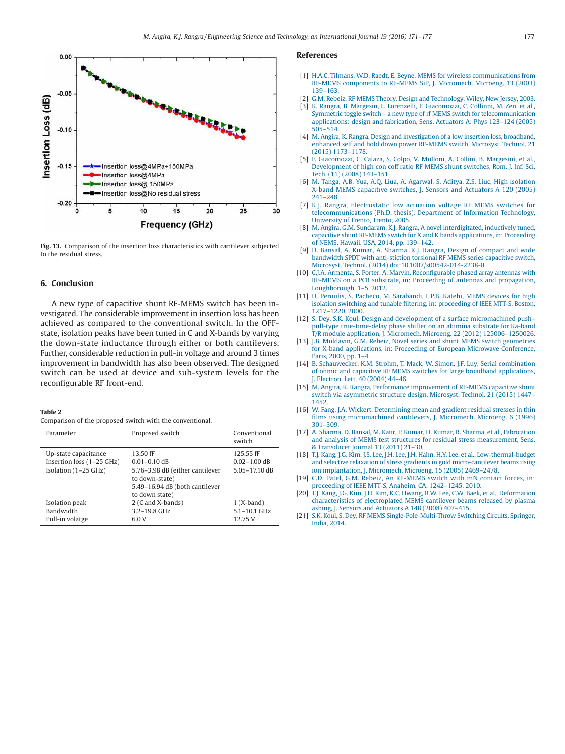0.00

-0.05

-0.10

-0.15

-0.20

Insertion Loss (dB)

0 5 10 15 20 25 30

Frequency (GHz)

Insertion loss@4MPa+150MPa

Insertion loss@4MPa

Insertion loss@ 150MPa

Insertion loss@No residual stress

**Fig. 13.** Comparison of the insertion loss characteristics with cantilever subjected to the residual stress.

## 6. Conclusion

A new type of capacitive shunt RF-MEMS switch has been investigated. The considerable improvement in insertion loss has been achieved as compared to the conventional switch. In the OFF-state, isolation peaks have been tuned in C and X-bands by varying the down-state inductance through either or both cantilevers. Further, considerable reduction in pull-in voltage and around 3 times improvement in bandwidth has also been observed. The designed switch can be used at device and sub-system levels for the reconfigurable RF front-end.

**Table 2**
Comparison of the proposed switch with the conventional.

| Parameter | Proposed switch | Conventional switch |
|---|---|---|
| Up-state capacitance | 13.50 fF | 125.55 fF |
| Insertion loss (1–25 GHz) | 0.01–0.10 dB | 0.02–1.00 dB |
| Isolation (1–25 GHz) | 5.76–3.98 dB (either cantilever to down-state)<br>5.49–16.94 dB (both cantilever to down state) | 5.05–17.10 dB |
| Isolation peak | 2 (C and X-bands) | 1 (X-band) |
| Bandwidth | 3.2–19.8 GHz | 5.1–10.1 GHz |
| Pull-in volatge | 6.0 V | 12.75 V |

## References

[1] H.A.C. Tilmans, W.D. Raedt, E. Beyne, MEMS for wireless communications from RF-MEMS components to RF-MEMS SiP, J. Micromech. Microeng. 13 (2003) 139–163.

[2] G.M. Rebeiz, RF MEMS Theory, Design and Technology, Wiley, New Jersey, 2003.

[3] K. Rangra, B. Margesin, L. Lorenzelli, F. Giacomozzi, C. Collinni, M. Zen, et al., Symmetric toggle switch – a new type of rf MEMS switch for telecommunication applications: design and fabrication, Sens. Actuators A: Phys 123–124 (2005) 505–514.

[4] M. Angira, K. Rangra, Design and investigation of a low insertion loss, broadband, enhanced self and hold down power RF-MEMS switch, Microsyst. Technol. 21 (2015) 1173–1178.

[5] F. Giacomozzi, C. Calaza, S. Colpo, V. Mulloni, A. Collini, B. Margesini, et al., Development of high con coff ratio RF MEMS shunt switches, Rom. J. Inf. Sci. Tech. (11) (2008) 143–151.

[6] M. Tanga, A.B. Yua, A.Q. Liua, A. Agarwal, S. Aditya, Z.S. Liuc, High isolation X-band MEMS capacitive switches, J. Sensors and Actuators A 120 (2005) 241–248.

[7] K.J. Rangra, Electrostatic low actuation voltage RF MEMS switches for telecommunications (Ph.D. thesis), Department of Information Technology, University of Trento, Trento, 2005.

[8] M. Angira, G.M. Sundaram, K.J. Rangra, A novel interdigitated, inductively tuned, capacitive shunt RF-MEMS switch for X and K bands applications, in: Proceeding of NEMS, Hawaii, USA, 2014, pp. 139–142.

[9] D. Bansal, A. Kumar, A. Sharma, K.J. Rangra, Design of compact and wide bandwidth SPDT with anti-stiction torsional RF MEMS series capacitive switch, Microsyst. Technol. (2014) doi:10.1007/s00542-014-2238-0.

[10] C.J.A. Armenta, S. Porter, A. Marvin, Reconfigurable phased array antennas with RF-MEMS on a PCB substrate, in: Proceeding of antennas and propagation, Loughborough, 1–5, 2012.

[11] D. Peroulis, S. Pacheco, M. Sarabandi, L.P.B. Katehi, MEMS devices for high isolation switching and tunable filtering, in: proceeding of IEEE MTT-S, Boston, 1217–1220, 2000.

[12] S. Dey, S.K. Koul, Design and development of a surface micromachined push–pull-type true-time-delay phase shifter on an alumina substrate for Ka-band T/R module application, J. Micromech. Microeng. 22 (2012) 125006–1250026.

[13] J.B. Muldavin, G.M. Rebeiz, Novel series and shunt MEMS switch geometries for X-band applications, in: Proceeding of European Microwave Conference, Paris, 2000, pp. 1–4.

[14] B. Schauwecker, K.M. Strohm, T. Mack, W. Simon, J.F. Luy, Serial combination of ohmic and capacitive RF MEMS switches for large broadband applications, J. Electron. Lett. 40 (2004) 44–46.

[15] M. Angira, K. Rangra, Performance improvement of RF-MEMS capacitive shunt switch via asymmetric structure design, Microsyst. Technol. 21 (2015) 1447–1452.

[16] W. Fang, J.A. Wickert, Determining mean and gradient residual stresses in thin films using micromachined cantilevers, J. Micromech. Microeng. 6 (1996) 301–309.

[17] A. Sharma, D. Bansal, M. Kaur, P. Kumar, D. Kumar, R. Sharma, et al., Fabrication and analysis of MEMS test structures for residual stress measurement, Sens. & Transducer Journal 13 (2011) 21–30.

[18] T.J. Kang, J.G. Kim, J.S. Lee, J.H. Lee, J.H. Hahn, H.Y. Lee, et al., Low-thermal-budget and selective relaxation of stress gradients in gold micro-cantilever beams using ion implantation, J. Micromech. Microeng. 15 (2005) 2469–2478.

[19] C.D. Patel, G.M. Rebeiz, An RF-MEMS switch with mN contact forces, in: proceeding of IEEE MTT-S, Anaheim, CA, 1242–1245, 2010.

[20] T.J. Kang, J.G. Kim, J.H. Kim, K.C. Hwang, B.W. Lee, C.W. Baek, et al., Deformation characteristics of electroplated MEMS cantilever beams released by plasma ashing, J. Sensors and Actuators A 148 (2008) 407–415.

[21] S.K. Koul, S. Dey, RF MEMS Single-Pole-Multi-Throw Switching Circuits, Springer, India, 2014.